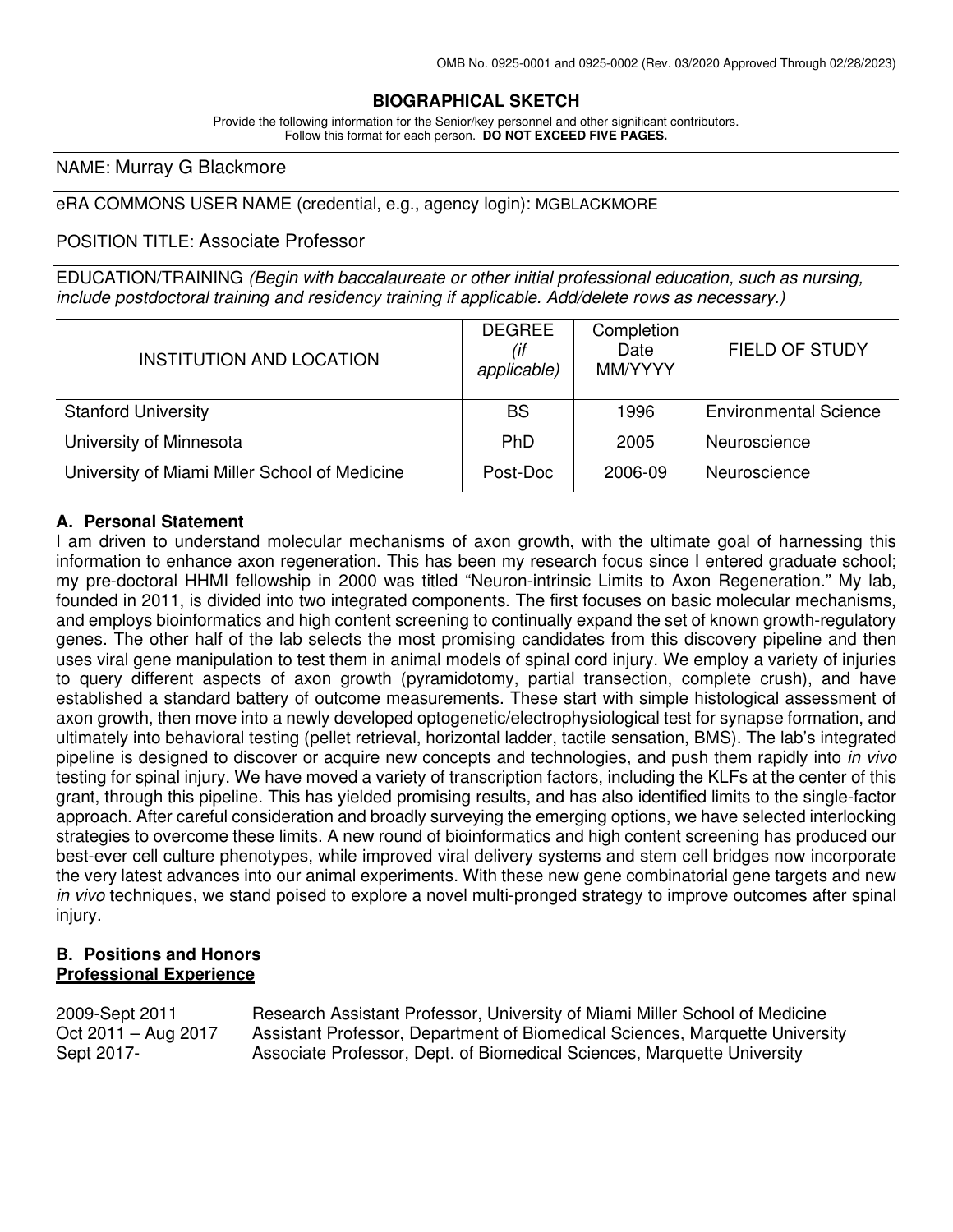OMB No. 0925-0001 and 0925-0002 (Rev. 03/2020 Approved Through 02/28/2023)

# BIOGRAPHICAL SKETCH

Provide the following information for the Senior/key personnel and other significant contributors.
Follow this format for each person. **DO NOT EXCEED FIVE PAGES.**

NAME: Murray G Blackmore

eRA COMMONS USER NAME (credential, e.g., agency login): MGBLACKMORE

POSITION TITLE: Associate Professor

EDUCATION/TRAINING *(Begin with baccalaureate or other initial professional education, such as nursing, include postdoctoral training and residency training if applicable. Add/delete rows as necessary.)*

| INSTITUTION AND LOCATION | DEGREE *(if applicable)* | Completion Date MM/YYYY | FIELD OF STUDY |
|---|---|---|---|
| Stanford University | BS | 1996 | Environmental Science |
| University of Minnesota | PhD | 2005 | Neuroscience |
| University of Miami Miller School of Medicine | Post-Doc | 2006-09 | Neuroscience |

## A. Personal Statement

I am driven to understand molecular mechanisms of axon growth, with the ultimate goal of harnessing this information to enhance axon regeneration. This has been my research focus since I entered graduate school; my pre-doctoral HHMI fellowship in 2000 was titled "Neuron-intrinsic Limits to Axon Regeneration." My lab, founded in 2011, is divided into two integrated components. The first focuses on basic molecular mechanisms, and employs bioinformatics and high content screening to continually expand the set of known growth-regulatory genes. The other half of the lab selects the most promising candidates from this discovery pipeline and then uses viral gene manipulation to test them in animal models of spinal cord injury. We employ a variety of injuries to query different aspects of axon growth (pyramidotomy, partial transection, complete crush), and have established a standard battery of outcome measurements. These start with simple histological assessment of axon growth, then move into a newly developed optogenetic/electrophysiological test for synapse formation, and ultimately into behavioral testing (pellet retrieval, horizontal ladder, tactile sensation, BMS). The lab's integrated pipeline is designed to discover or acquire new concepts and technologies, and push them rapidly into *in vivo* testing for spinal injury. We have moved a variety of transcription factors, including the KLFs at the center of this grant, through this pipeline. This has yielded promising results, and has also identified limits to the single-factor approach. After careful consideration and broadly surveying the emerging options, we have selected interlocking strategies to overcome these limits. A new round of bioinformatics and high content screening has produced our best-ever cell culture phenotypes, while improved viral delivery systems and stem cell bridges now incorporate the very latest advances into our animal experiments. With these new gene combinatorial gene targets and new *in vivo* techniques, we stand poised to explore a novel multi-pronged strategy to improve outcomes after spinal injury.

## B. Positions and Honors

**<u>Professional Experience</u>**

| | |
|---|---|
| 2009-Sept 2011 | Research Assistant Professor, University of Miami Miller School of Medicine |
| Oct 2011 – Aug 2017 | Assistant Professor, Department of Biomedical Sciences, Marquette University |
| Sept 2017- | Associate Professor, Dept. of Biomedical Sciences, Marquette University |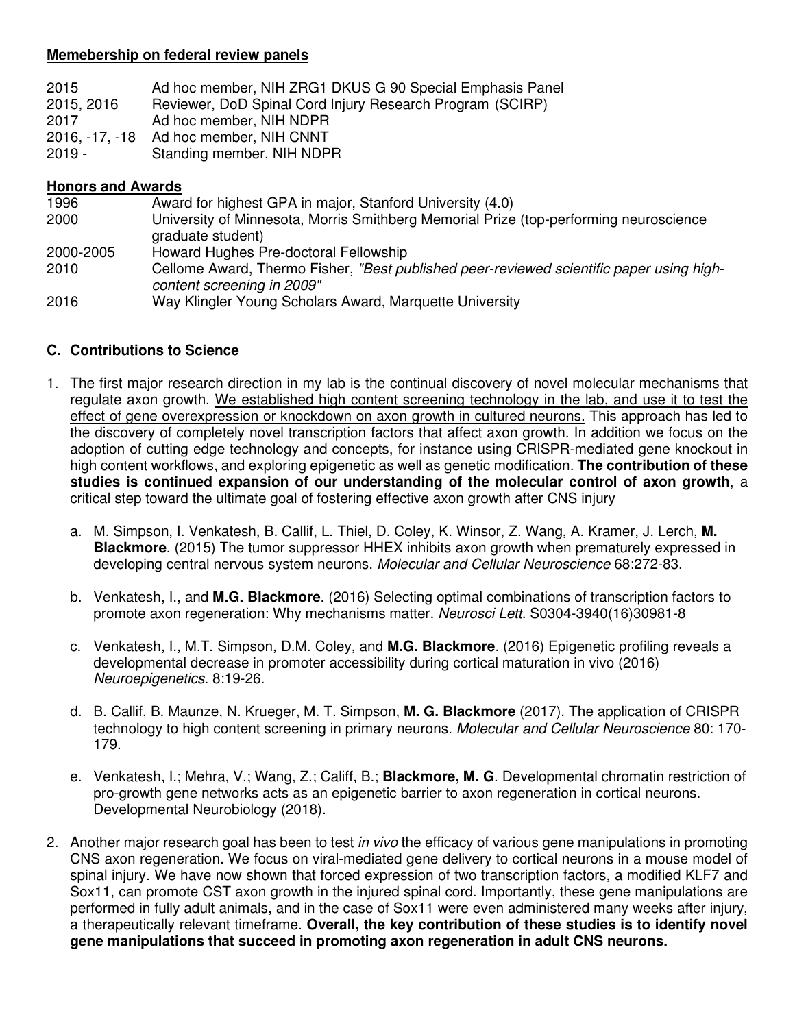**Memebership on federal review panels**

| | |
|---|---|
| 2015 | Ad hoc member, NIH ZRG1 DKUS G 90 Special Emphasis Panel |
| 2015, 2016 | Reviewer, DoD Spinal Cord Injury Research Program (SCIRP) |
| 2017 | Ad hoc member, NIH NDPR |
| 2016, -17, -18 | Ad hoc member, NIH CNNT |
| 2019 - | Standing member, NIH NDPR |

**Honors and Awards**

| | |
|---|---|
| 1996 | Award for highest GPA in major, Stanford University (4.0) |
| 2000 | University of Minnesota, Morris Smithberg Memorial Prize (top-performing neuroscience graduate student) |
| 2000-2005 | Howard Hughes Pre-doctoral Fellowship |
| 2010 | Cellome Award, Thermo Fisher, *"Best published peer-reviewed scientific paper using high-content screening in 2009"* |
| 2016 | Way Klingler Young Scholars Award, Marquette University |

## C. Contributions to Science

1. The first major research direction in my lab is the continual discovery of novel molecular mechanisms that regulate axon growth. We established high content screening technology in the lab, and use it to test the effect of gene overexpression or knockdown on axon growth in cultured neurons. This approach has led to the discovery of completely novel transcription factors that affect axon growth. In addition we focus on the adoption of cutting edge technology and concepts, for instance using CRISPR-mediated gene knockout in high content workflows, and exploring epigenetic as well as genetic modification. **The contribution of these studies is continued expansion of our understanding of the molecular control of axon growth**, a critical step toward the ultimate goal of fostering effective axon growth after CNS injury

   a. M. Simpson, I. Venkatesh, B. Callif, L. Thiel, D. Coley, K. Winsor, Z. Wang, A. Kramer, J. Lerch, **M. Blackmore**. (2015) The tumor suppressor HHEX inhibits axon growth when prematurely expressed in developing central nervous system neurons. *Molecular and Cellular Neuroscience* 68:272-83.

   b. Venkatesh, I., and **M.G. Blackmore**. (2016) Selecting optimal combinations of transcription factors to promote axon regeneration: Why mechanisms matter. *Neurosci Lett*. S0304-3940(16)30981-8

   c. Venkatesh, I., M.T. Simpson, D.M. Coley, and **M.G. Blackmore**. (2016) Epigenetic profiling reveals a developmental decrease in promoter accessibility during cortical maturation in vivo (2016) *Neuroepigenetics*. 8:19-26.

   d. B. Callif, B. Maunze, N. Krueger, M. T. Simpson, **M. G. Blackmore** (2017). The application of CRISPR technology to high content screening in primary neurons. *Molecular and Cellular Neuroscience* 80: 170-179.

   e. Venkatesh, I.; Mehra, V.; Wang, Z.; Califf, B.; **Blackmore, M. G**. Developmental chromatin restriction of pro-growth gene networks acts as an epigenetic barrier to axon regeneration in cortical neurons. Developmental Neurobiology (2018).

2. Another major research goal has been to test *in vivo* the efficacy of various gene manipulations in promoting CNS axon regeneration. We focus on viral-mediated gene delivery to cortical neurons in a mouse model of spinal injury. We have now shown that forced expression of two transcription factors, a modified KLF7 and Sox11, can promote CST axon growth in the injured spinal cord. Importantly, these gene manipulations are performed in fully adult animals, and in the case of Sox11 were even administered many weeks after injury, a therapeutically relevant timeframe. **Overall, the key contribution of these studies is to identify novel gene manipulations that succeed in promoting axon regeneration in adult CNS neurons.**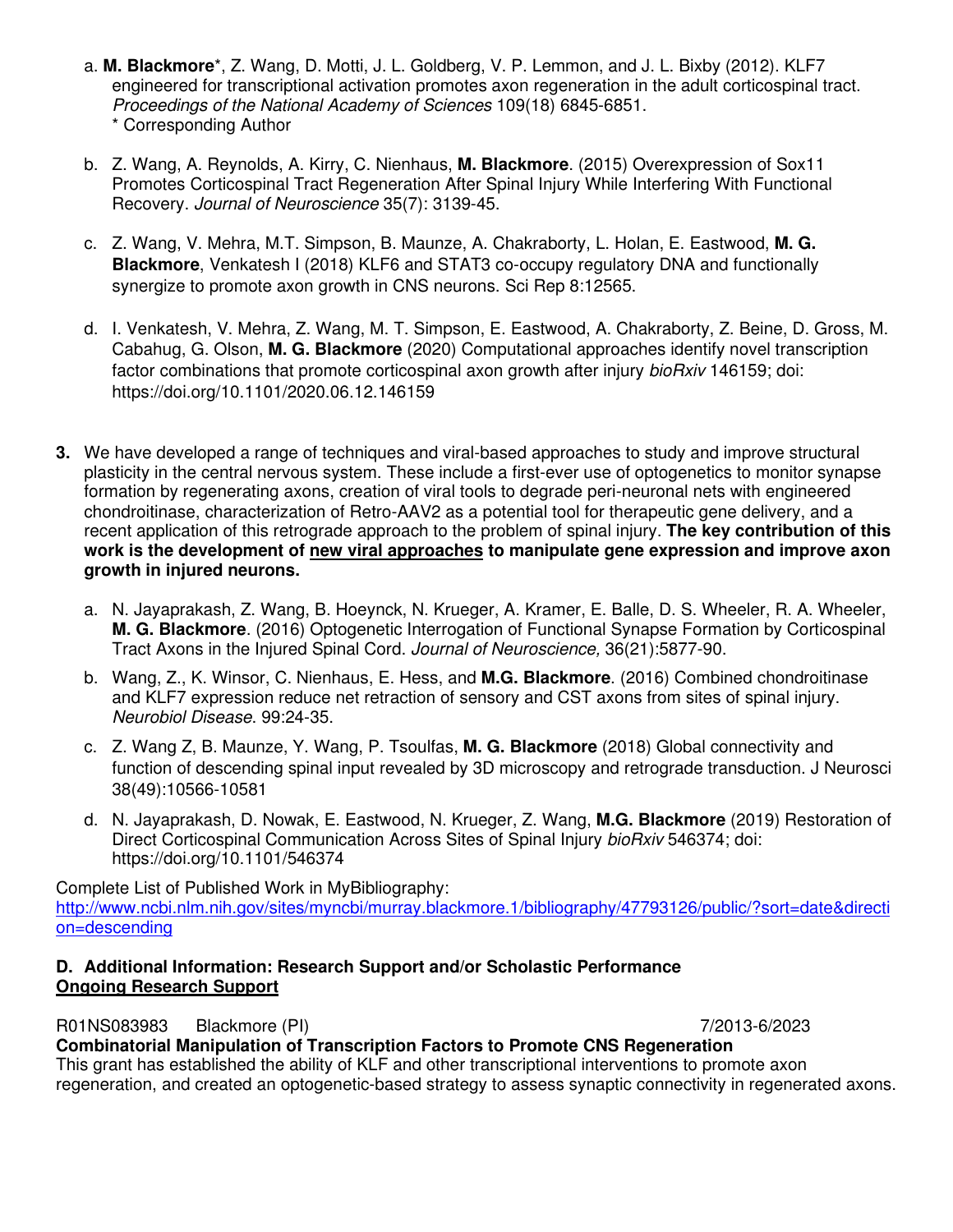a. **M. Blackmore***, Z. Wang, D. Motti, J. L. Goldberg, V. P. Lemmon, and J. L. Bixby (2012). KLF7 engineered for transcriptional activation promotes axon regeneration in the adult corticospinal tract. *Proceedings of the National Academy of Sciences* 109(18) 6845-6851.
   * Corresponding Author

b. Z. Wang, A. Reynolds, A. Kirry, C. Nienhaus, **M. Blackmore**. (2015) Overexpression of Sox11 Promotes Corticospinal Tract Regeneration After Spinal Injury While Interfering With Functional Recovery. *Journal of Neuroscience* 35(7): 3139-45.

c. Z. Wang, V. Mehra, M.T. Simpson, B. Maunze, A. Chakraborty, L. Holan, E. Eastwood, **M. G. Blackmore**, Venkatesh I (2018) KLF6 and STAT3 co-occupy regulatory DNA and functionally synergize to promote axon growth in CNS neurons. Sci Rep 8:12565.

d. I. Venkatesh, V. Mehra, Z. Wang, M. T. Simpson, E. Eastwood, A. Chakraborty, Z. Beine, D. Gross, M. Cabahug, G. Olson, **M. G. Blackmore** (2020) Computational approaches identify novel transcription factor combinations that promote corticospinal axon growth after injury *bioRxiv* 146159; doi: https://doi.org/10.1101/2020.06.12.146159

**3.** We have developed a range of techniques and viral-based approaches to study and improve structural plasticity in the central nervous system. These include a first-ever use of optogenetics to monitor synapse formation by regenerating axons, creation of viral tools to degrade peri-neuronal nets with engineered chondroitinase, characterization of Retro-AAV2 as a potential tool for therapeutic gene delivery, and a recent application of this retrograde approach to the problem of spinal injury. **The key contribution of this work is the development of <u>new viral approaches</u> to manipulate gene expression and improve axon growth in injured neurons.**

a. N. Jayaprakash, Z. Wang, B. Hoeynck, N. Krueger, A. Kramer, E. Balle, D. S. Wheeler, R. A. Wheeler, **M. G. Blackmore**. (2016) Optogenetic Interrogation of Functional Synapse Formation by Corticospinal Tract Axons in the Injured Spinal Cord. *Journal of Neuroscience,* 36(21):5877-90.

b. Wang, Z., K. Winsor, C. Nienhaus, E. Hess, and **M.G. Blackmore**. (2016) Combined chondroitinase and KLF7 expression reduce net retraction of sensory and CST axons from sites of spinal injury. *Neurobiol Disease*. 99:24-35.

c. Z. Wang Z, B. Maunze, Y. Wang, P. Tsoulfas, **M. G. Blackmore** (2018) Global connectivity and function of descending spinal input revealed by 3D microscopy and retrograde transduction. J Neurosci 38(49):10566-10581

d. N. Jayaprakash, D. Nowak, E. Eastwood, N. Krueger, Z. Wang, **M.G. Blackmore** (2019) Restoration of Direct Corticospinal Communication Across Sites of Spinal Injury *bioRxiv* 546374; doi: https://doi.org/10.1101/546374

Complete List of Published Work in MyBibliography:
http://www.ncbi.nlm.nih.gov/sites/myncbi/murray.blackmore.1/bibliography/47793126/public/?sort=date&direction=descending

### D. Additional Information: Research Support and/or Scholastic Performance

**<u>Ongoing Research Support</u>**

R01NS083983 Blackmore (PI) 7/2013-6/2023

**Combinatorial Manipulation of Transcription Factors to Promote CNS Regeneration**

This grant has established the ability of KLF and other transcriptional interventions to promote axon regeneration, and created an optogenetic-based strategy to assess synaptic connectivity in regenerated axons.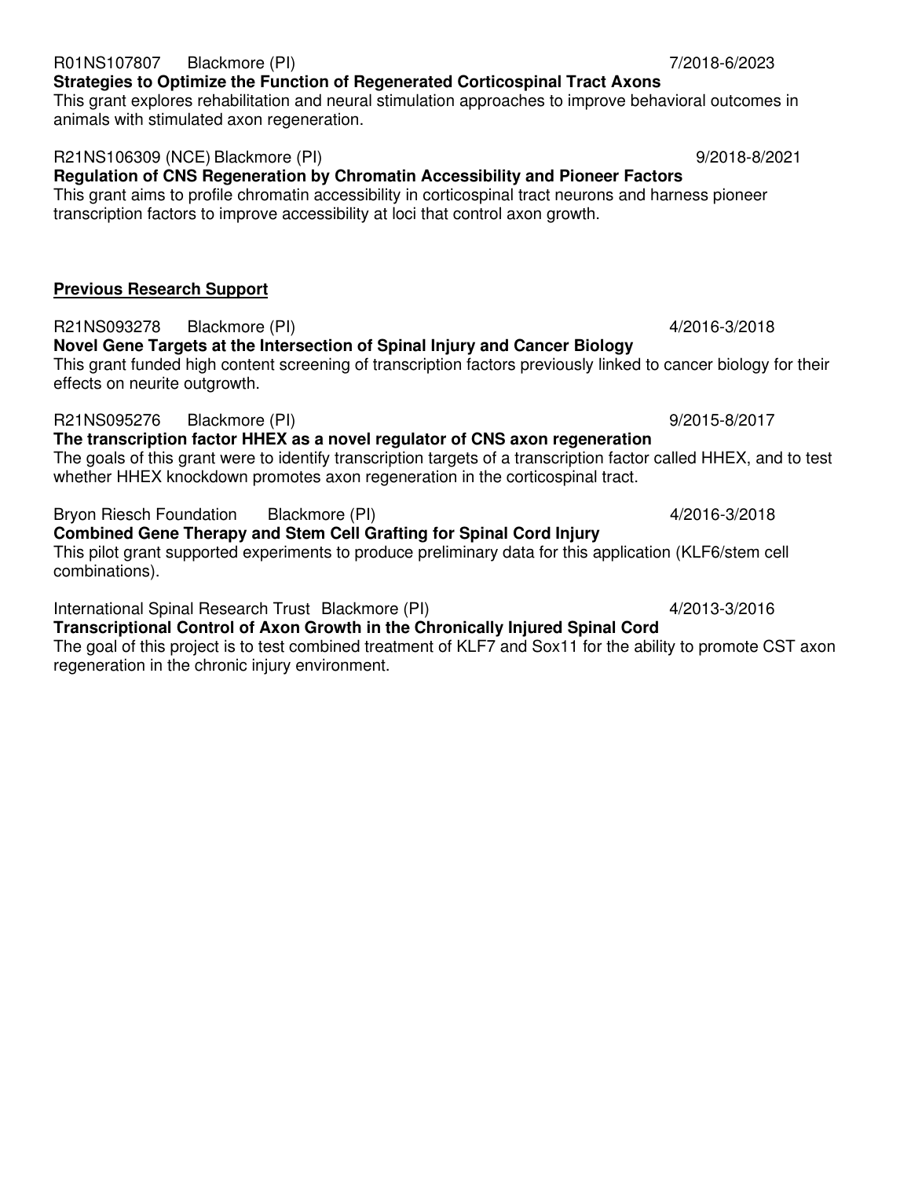R01NS107807 Blackmore (PI) 7/2018-6/2023
**Strategies to Optimize the Function of Regenerated Corticospinal Tract Axons**
This grant explores rehabilitation and neural stimulation approaches to improve behavioral outcomes in animals with stimulated axon regeneration.

R21NS106309 (NCE) Blackmore (PI) 9/2018-8/2021
**Regulation of CNS Regeneration by Chromatin Accessibility and Pioneer Factors**
This grant aims to profile chromatin accessibility in corticospinal tract neurons and harness pioneer transcription factors to improve accessibility at loci that control axon growth.

**Previous Research Support**

R21NS093278 Blackmore (PI) 4/2016-3/2018
**Novel Gene Targets at the Intersection of Spinal Injury and Cancer Biology**
This grant funded high content screening of transcription factors previously linked to cancer biology for their effects on neurite outgrowth.

R21NS095276 Blackmore (PI) 9/2015-8/2017
**The transcription factor HHEX as a novel regulator of CNS axon regeneration**
The goals of this grant were to identify transcription targets of a transcription factor called HHEX, and to test whether HHEX knockdown promotes axon regeneration in the corticospinal tract.

Bryon Riesch Foundation Blackmore (PI) 4/2016-3/2018
**Combined Gene Therapy and Stem Cell Grafting for Spinal Cord Injury**
This pilot grant supported experiments to produce preliminary data for this application (KLF6/stem cell combinations).

International Spinal Research Trust Blackmore (PI) 4/2013-3/2016
**Transcriptional Control of Axon Growth in the Chronically Injured Spinal Cord**
The goal of this project is to test combined treatment of KLF7 and Sox11 for the ability to promote CST axon regeneration in the chronic injury environment.